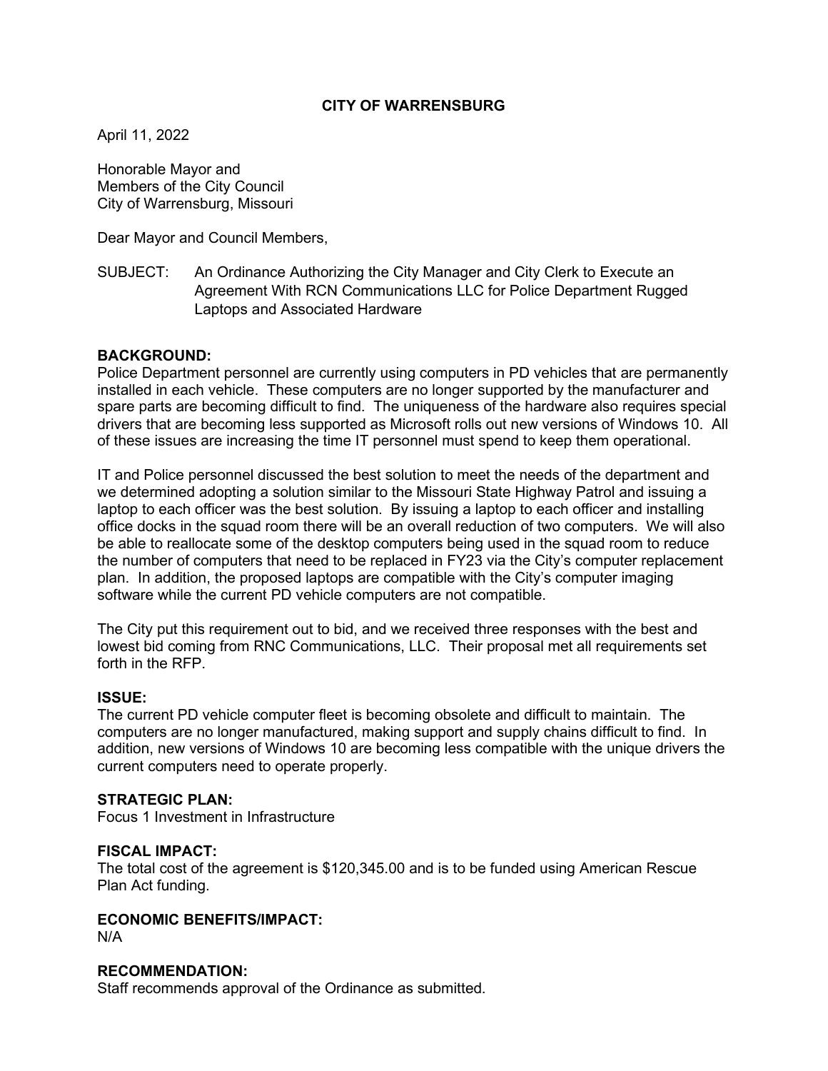**CITY OF WARRENSBURG**

April 11, 2022

Honorable Mayor and
Members of the City Council
City of Warrensburg, Missouri

Dear Mayor and Council Members,

SUBJECT: An Ordinance Authorizing the City Manager and City Clerk to Execute an Agreement With RCN Communications LLC for Police Department Rugged Laptops and Associated Hardware

**BACKGROUND:**
Police Department personnel are currently using computers in PD vehicles that are permanently installed in each vehicle. These computers are no longer supported by the manufacturer and spare parts are becoming difficult to find. The uniqueness of the hardware also requires special drivers that are becoming less supported as Microsoft rolls out new versions of Windows 10. All of these issues are increasing the time IT personnel must spend to keep them operational.

IT and Police personnel discussed the best solution to meet the needs of the department and we determined adopting a solution similar to the Missouri State Highway Patrol and issuing a laptop to each officer was the best solution. By issuing a laptop to each officer and installing office docks in the squad room there will be an overall reduction of two computers. We will also be able to reallocate some of the desktop computers being used in the squad room to reduce the number of computers that need to be replaced in FY23 via the City's computer replacement plan. In addition, the proposed laptops are compatible with the City's computer imaging software while the current PD vehicle computers are not compatible.

The City put this requirement out to bid, and we received three responses with the best and lowest bid coming from RNC Communications, LLC. Their proposal met all requirements set forth in the RFP.

**ISSUE:**
The current PD vehicle computer fleet is becoming obsolete and difficult to maintain. The computers are no longer manufactured, making support and supply chains difficult to find. In addition, new versions of Windows 10 are becoming less compatible with the unique drivers the current computers need to operate properly.

**STRATEGIC PLAN:**
Focus 1 Investment in Infrastructure

**FISCAL IMPACT:**
The total cost of the agreement is $120,345.00 and is to be funded using American Rescue Plan Act funding.

**ECONOMIC BENEFITS/IMPACT:**
N/A

**RECOMMENDATION:**
Staff recommends approval of the Ordinance as submitted.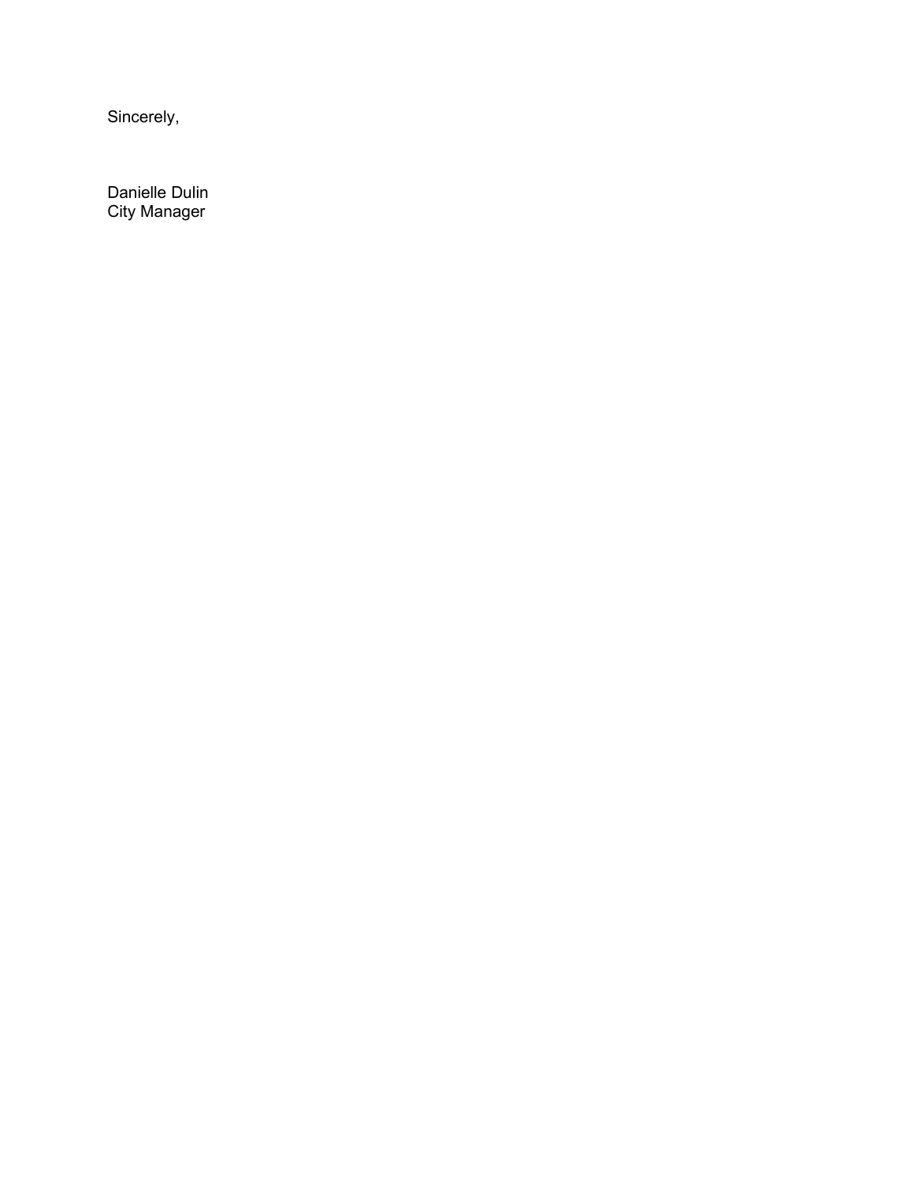Sincerely,

Danielle Dulin
City Manager